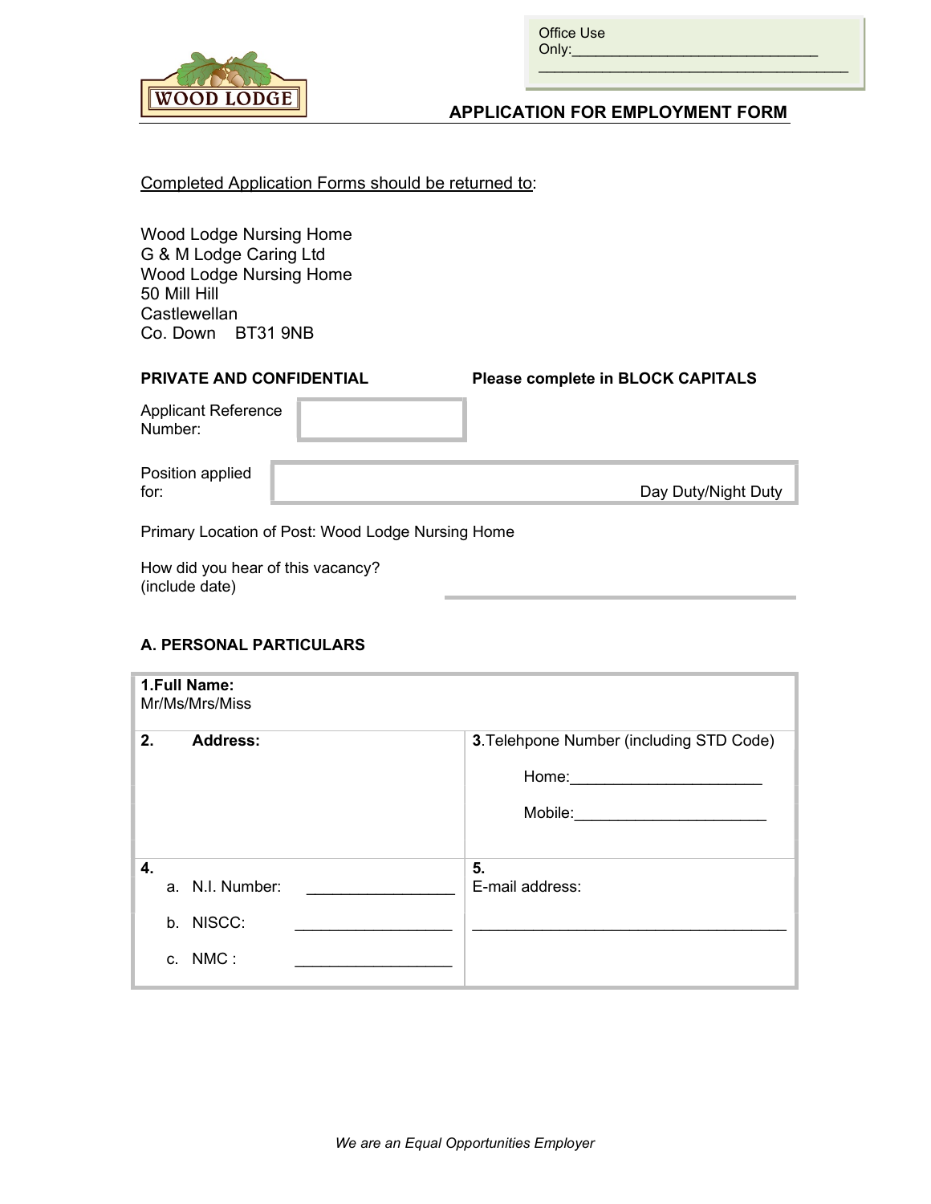Office Use Only:________________________________
________________________________________

WOOD LODGE

## APPLICATION FOR EMPLOYMENT FORM

Completed Application Forms should be returned to:

Wood Lodge Nursing Home
G & M Lodge Caring Ltd
Wood Lodge Nursing Home
50 Mill Hill
Castlewellan
Co. Down    BT31 9NB

**PRIVATE AND CONFIDENTIAL** **Please complete in BLOCK CAPITALS**

Applicant Reference Number:

Position applied for: Day Duty/Night Duty

Primary Location of Post: Wood Lodge Nursing Home

How did you hear of this vacancy? (include date) ______________________

### A. PERSONAL PARTICULARS

| **1.Full Name:** Mr/Ms/Mrs/Miss | |
|---|---|
| **2. Address:** | **3.** Telehpone Number (including STD Code)<br>Home:______________________<br>Mobile:______________________ |
| **4.**<br>a. N.I. Number: ________________<br>b. NISCC: ________________<br>c. NMC : ________________ | **5.** E-mail address:<br>____________________________________ |

*We are an Equal Opportunities Employer*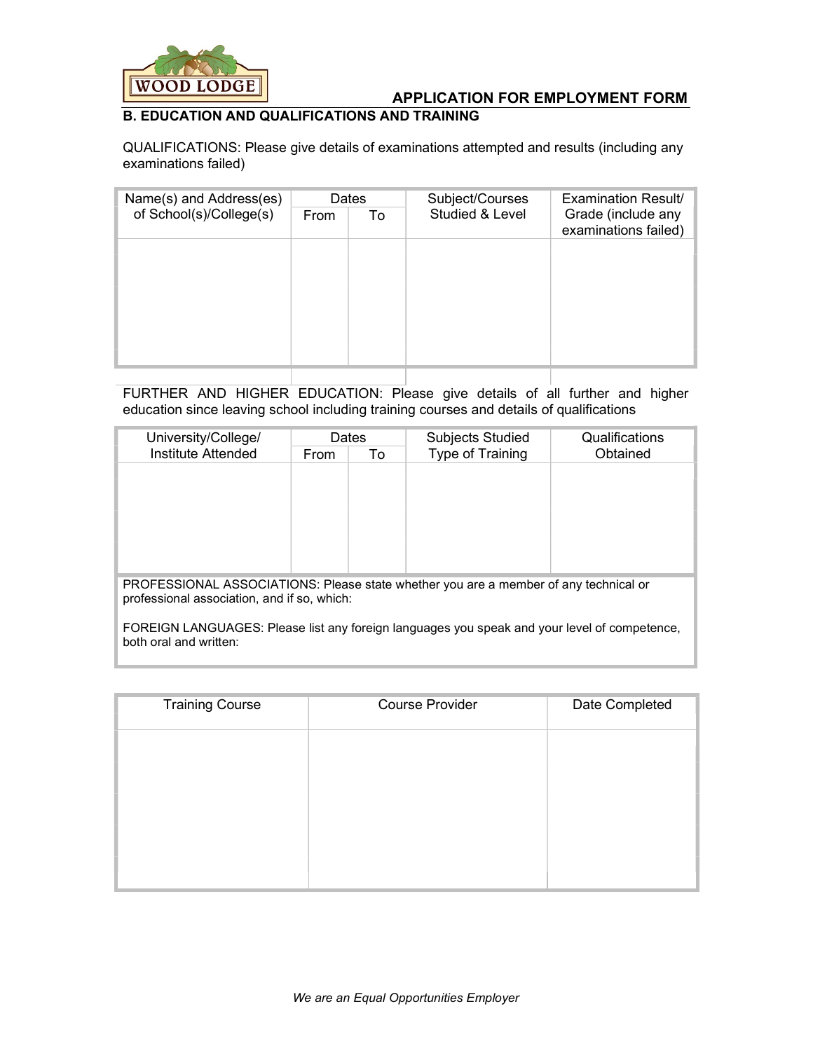## APPLICATION FOR EMPLOYMENT FORM

### B. EDUCATION AND QUALIFICATIONS AND TRAINING

QUALIFICATIONS: Please give details of examinations attempted and results (including any examinations failed)

| Name(s) and Address(es) of School(s)/College(s) | Dates | | Subject/Courses Studied & Level | Examination Result/ Grade (include any examinations failed) |
|---|---|---|---|---|
| | From | To | | |
| | | | | |

FURTHER AND HIGHER EDUCATION: Please give details of all further and higher education since leaving school including training courses and details of qualifications

| University/College/ Institute Attended | Dates | | Subjects Studied Type of Training | Qualifications Obtained |
|---|---|---|---|---|
| | From | To | | |
| | | | | |

PROFESSIONAL ASSOCIATIONS: Please state whether you are a member of any technical or professional association, and if so, which:

FOREIGN LANGUAGES: Please list any foreign languages you speak and your level of competence, both oral and written:

| Training Course | Course Provider | Date Completed |
|---|---|---|
| | | |

*We are an Equal Opportunities Employer*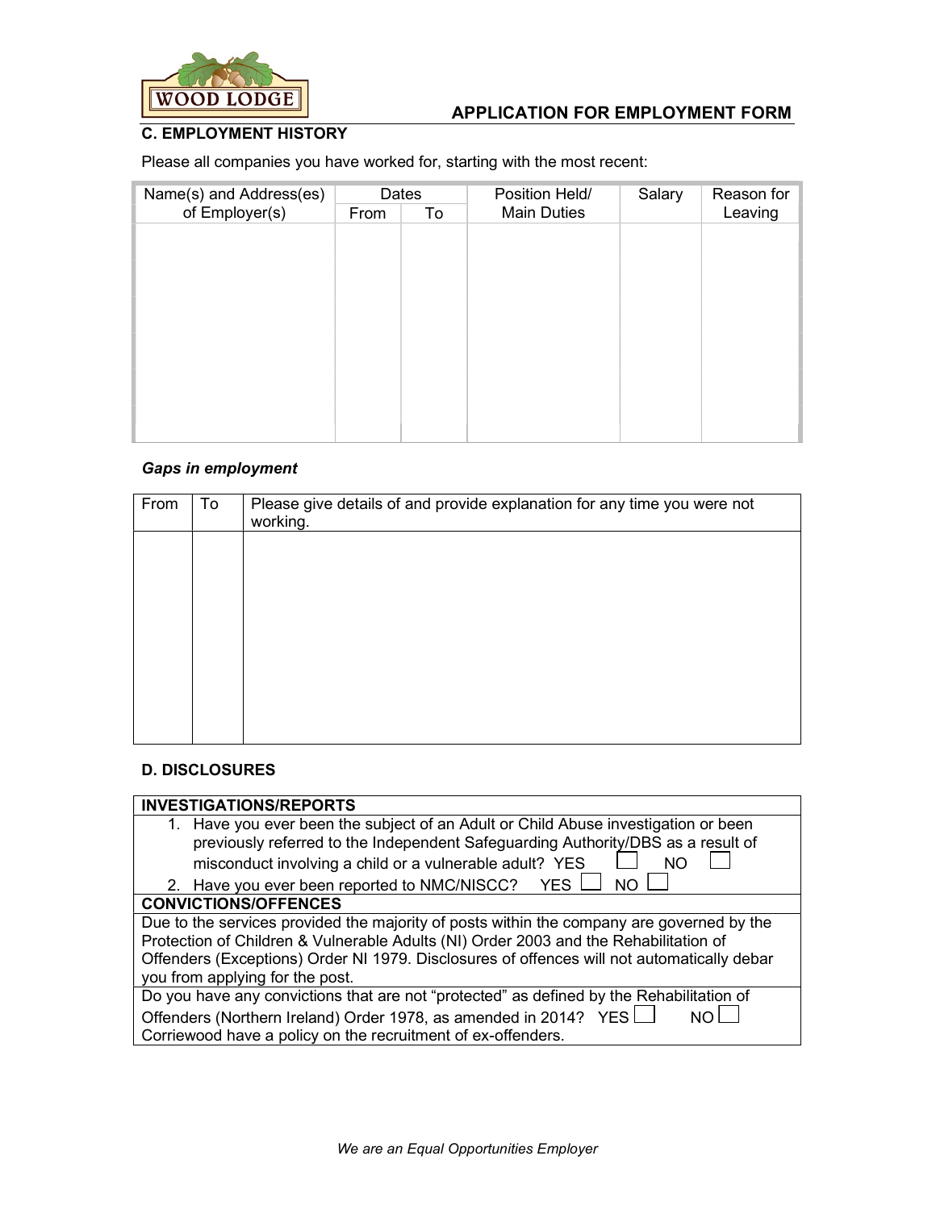WOOD LODGE

## APPLICATION FOR EMPLOYMENT FORM

### C. EMPLOYMENT HISTORY

Please all companies you have worked for, starting with the most recent:

| Name(s) and Address(es) of Employer(s) | Dates | | Position Held/ Main Duties | Salary | Reason for Leaving |
|---|---|---|---|---|---|
| | From | To | | | |
| | | | | | |

***Gaps in employment***

| From | To | Please give details of and provide explanation for any time you were not working. |
|---|---|---|
| | | |

### D. DISCLOSURES

| **INVESTIGATIONS/REPORTS** |
|---|
| 1. Have you ever been the subject of an Adult or Child Abuse investigation or been previously referred to the Independent Safeguarding Authority/DBS as a result of misconduct involving a child or a vulnerable adult? YES ☐ NO ☐<br>2. Have you ever been reported to NMC/NISCC? YES ☐ NO ☐ |
| **CONVICTIONS/OFFENCES** |
| Due to the services provided the majority of posts within the company are governed by the Protection of Children & Vulnerable Adults (NI) Order 2003 and the Rehabilitation of Offenders (Exceptions) Order NI 1979. Disclosures of offences will not automatically debar you from applying for the post. |
| Do you have any convictions that are not "protected" as defined by the Rehabilitation of Offenders (Northern Ireland) Order 1978, as amended in 2014? YES ☐ NO ☐<br>Corriewood have a policy on the recruitment of ex-offenders. |

*We are an Equal Opportunities Employer*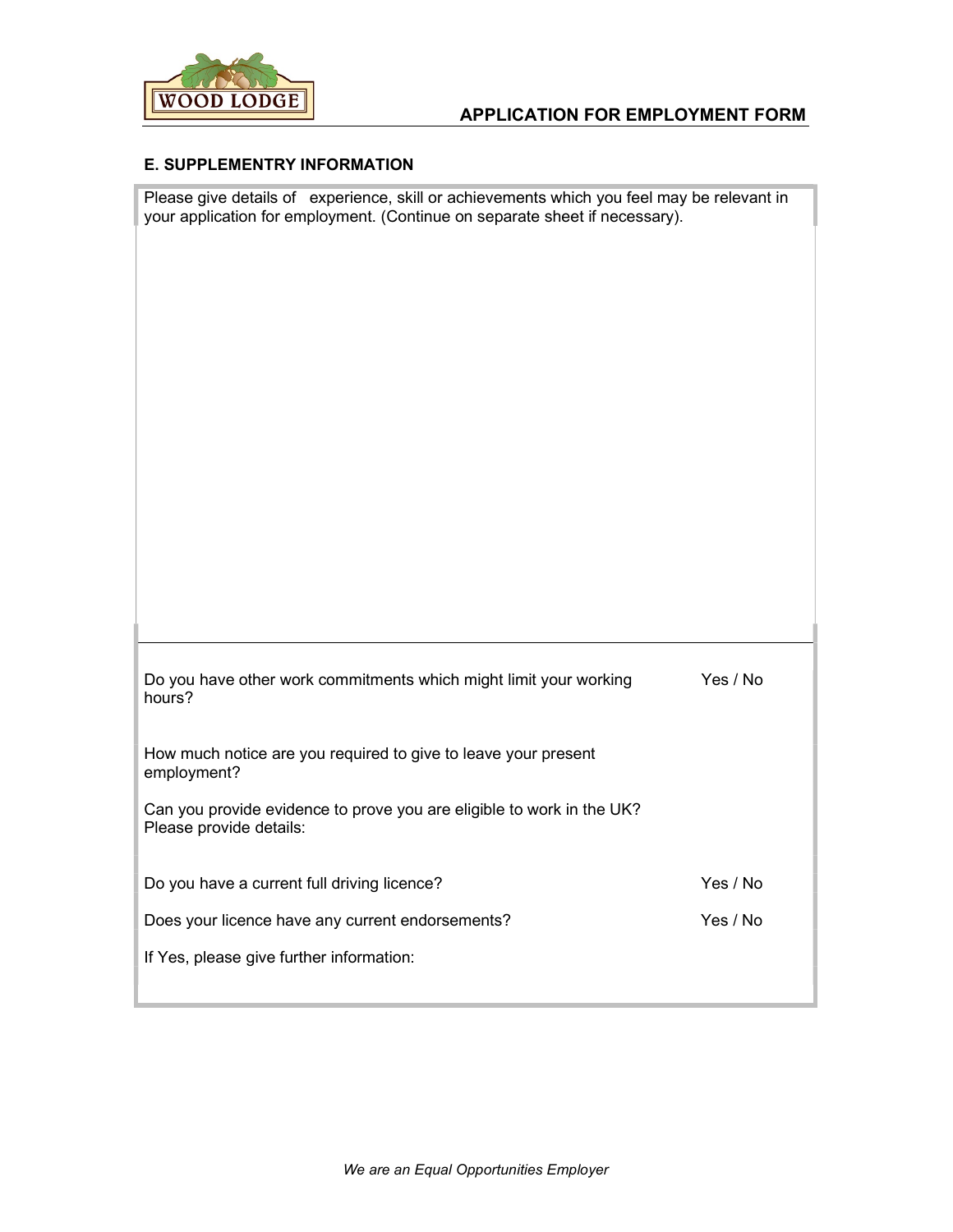APPLICATION FOR EMPLOYMENT FORM

### E. SUPPLEMENTRY INFORMATION

Please give details of experience, skill or achievements which you feel may be relevant in your application for employment. (Continue on separate sheet if necessary).

| | |
|---|---|
| Do you have other work commitments which might limit your working hours? | Yes / No |
| How much notice are you required to give to leave your present employment? | |
| Can you provide evidence to prove you are eligible to work in the UK? Please provide details: | |
| Do you have a current full driving licence? | Yes / No |
| Does your licence have any current endorsements? | Yes / No |
| If Yes, please give further information: | |

*We are an Equal Opportunities Employer*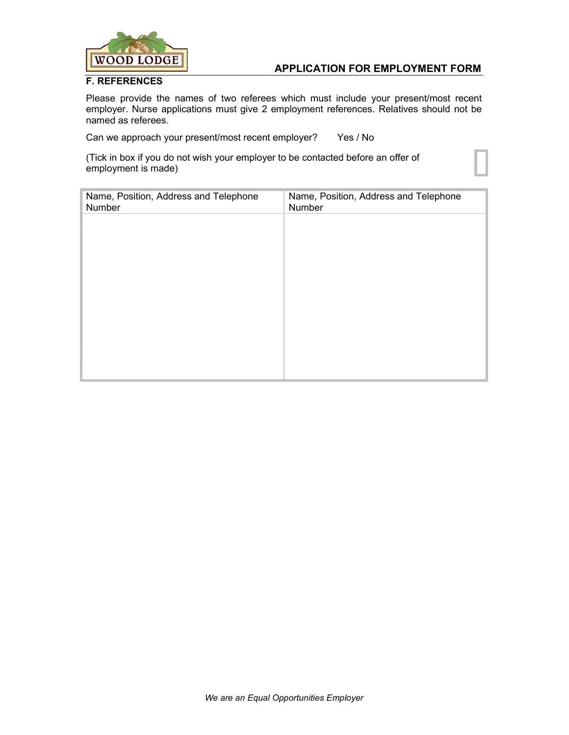## F. REFERENCES

Please provide the names of two referees which must include your present/most recent employer. Nurse applications must give 2 employment references. Relatives should not be named as referees.

Can we approach your present/most recent employer? Yes / No

(Tick in box if you do not wish your employer to be contacted before an offer of employment is made) ☐

| Name, Position, Address and Telephone Number | Name, Position, Address and Telephone Number |
| --- | --- |
| | |

*We are an Equal Opportunities Employer*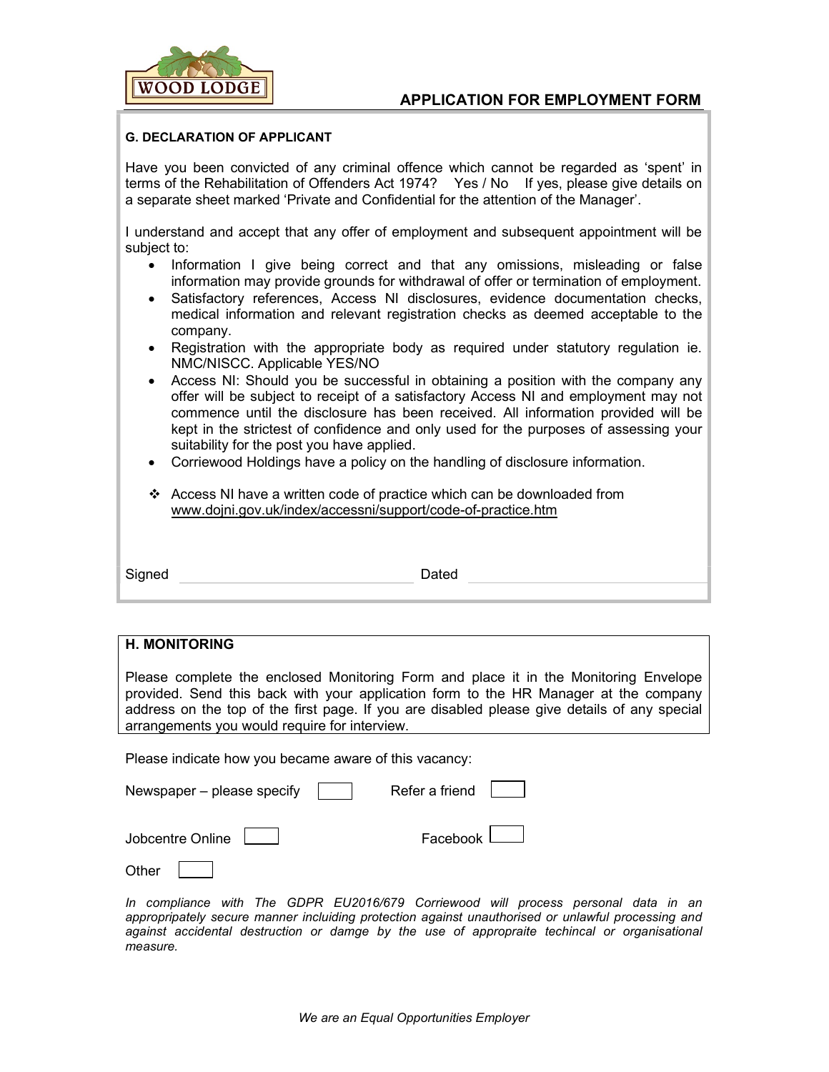# APPLICATION FOR EMPLOYMENT FORM

**G. DECLARATION OF APPLICANT**

Have you been convicted of any criminal offence which cannot be regarded as 'spent' in terms of the Rehabilitation of Offenders Act 1974? Yes / No If yes, please give details on a separate sheet marked 'Private and Confidential for the attention of the Manager'.

I understand and accept that any offer of employment and subsequent appointment will be subject to:

- Information I give being correct and that any omissions, misleading or false information may provide grounds for withdrawal of offer or termination of employment.
- Satisfactory references, Access NI disclosures, evidence documentation checks, medical information and relevant registration checks as deemed acceptable to the company.
- Registration with the appropriate body as required under statutory regulation ie. NMC/NISCC. Applicable YES/NO
- Access NI: Should you be successful in obtaining a position with the company any offer will be subject to receipt of a satisfactory Access NI and employment may not commence until the disclosure has been received. All information provided will be kept in the strictest of confidence and only used for the purposes of assessing your suitability for the post you have applied.
- Corriewood Holdings have a policy on the handling of disclosure information.

❖ Access NI have a written code of practice which can be downloaded from www.dojni.gov.uk/index/accessni/support/code-of-practice.htm

Signed ______________________________ Dated ______________________________

**H. MONITORING**

Please complete the enclosed Monitoring Form and place it in the Monitoring Envelope provided. Send this back with your application form to the HR Manager at the company address on the top of the first page. If you are disabled please give details of any special arrangements you would require for interview.

Please indicate how you became aware of this vacancy:

Newspaper – please specify ☐ Refer a friend ☐

Jobcentre Online ☐ Facebook ☐

Other ☐

*In compliance with The GDPR EU2016/679 Corriewood will process personal data in an appropripately secure manner incluiding protection against unauthorised or unlawful processing and against accidental destruction or damge by the use of appropraite techincal or organisational measure.*

*We are an Equal Opportunities Employer*